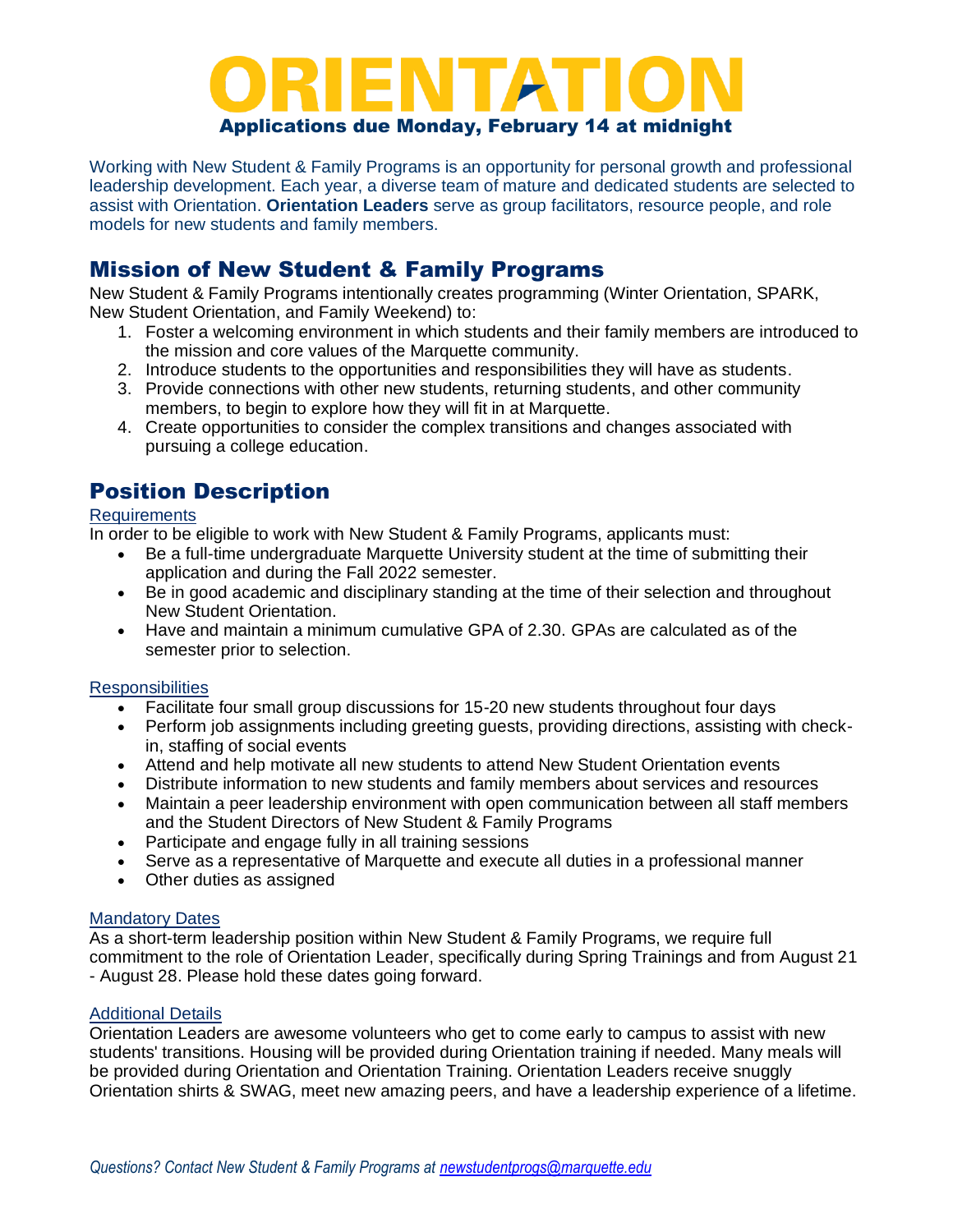# ORIENTATION

**Applications due Monday, February 14 at midnight**

Working with New Student & Family Programs is an opportunity for personal growth and professional leadership development. Each year, a diverse team of mature and dedicated students are selected to assist with Orientation. **Orientation Leaders** serve as group facilitators, resource people, and role models for new students and family members.

## Mission of New Student & Family Programs

New Student & Family Programs intentionally creates programming (Winter Orientation, SPARK, New Student Orientation, and Family Weekend) to:

1. Foster a welcoming environment in which students and their family members are introduced to the mission and core values of the Marquette community.
2. Introduce students to the opportunities and responsibilities they will have as students.
3. Provide connections with other new students, returning students, and other community members, to begin to explore how they will fit in at Marquette.
4. Create opportunities to consider the complex transitions and changes associated with pursuing a college education.

## Position Description

### Requirements

In order to be eligible to work with New Student & Family Programs, applicants must:

- Be a full-time undergraduate Marquette University student at the time of submitting their application and during the Fall 2022 semester.
- Be in good academic and disciplinary standing at the time of their selection and throughout New Student Orientation.
- Have and maintain a minimum cumulative GPA of 2.30. GPAs are calculated as of the semester prior to selection.

### Responsibilities

- Facilitate four small group discussions for 15-20 new students throughout four days
- Perform job assignments including greeting guests, providing directions, assisting with check-in, staffing of social events
- Attend and help motivate all new students to attend New Student Orientation events
- Distribute information to new students and family members about services and resources
- Maintain a peer leadership environment with open communication between all staff members and the Student Directors of New Student & Family Programs
- Participate and engage fully in all training sessions
- Serve as a representative of Marquette and execute all duties in a professional manner
- Other duties as assigned

### Mandatory Dates

As a short-term leadership position within New Student & Family Programs, we require full commitment to the role of Orientation Leader, specifically during Spring Trainings and from August 21 - August 28. Please hold these dates going forward.

### Additional Details

Orientation Leaders are awesome volunteers who get to come early to campus to assist with new students' transitions. Housing will be provided during Orientation training if needed. Many meals will be provided during Orientation and Orientation Training. Orientation Leaders receive snuggly Orientation shirts & SWAG, meet new amazing peers, and have a leadership experience of a lifetime.

*Questions? Contact New Student & Family Programs at newstudentprogs@marquette.edu*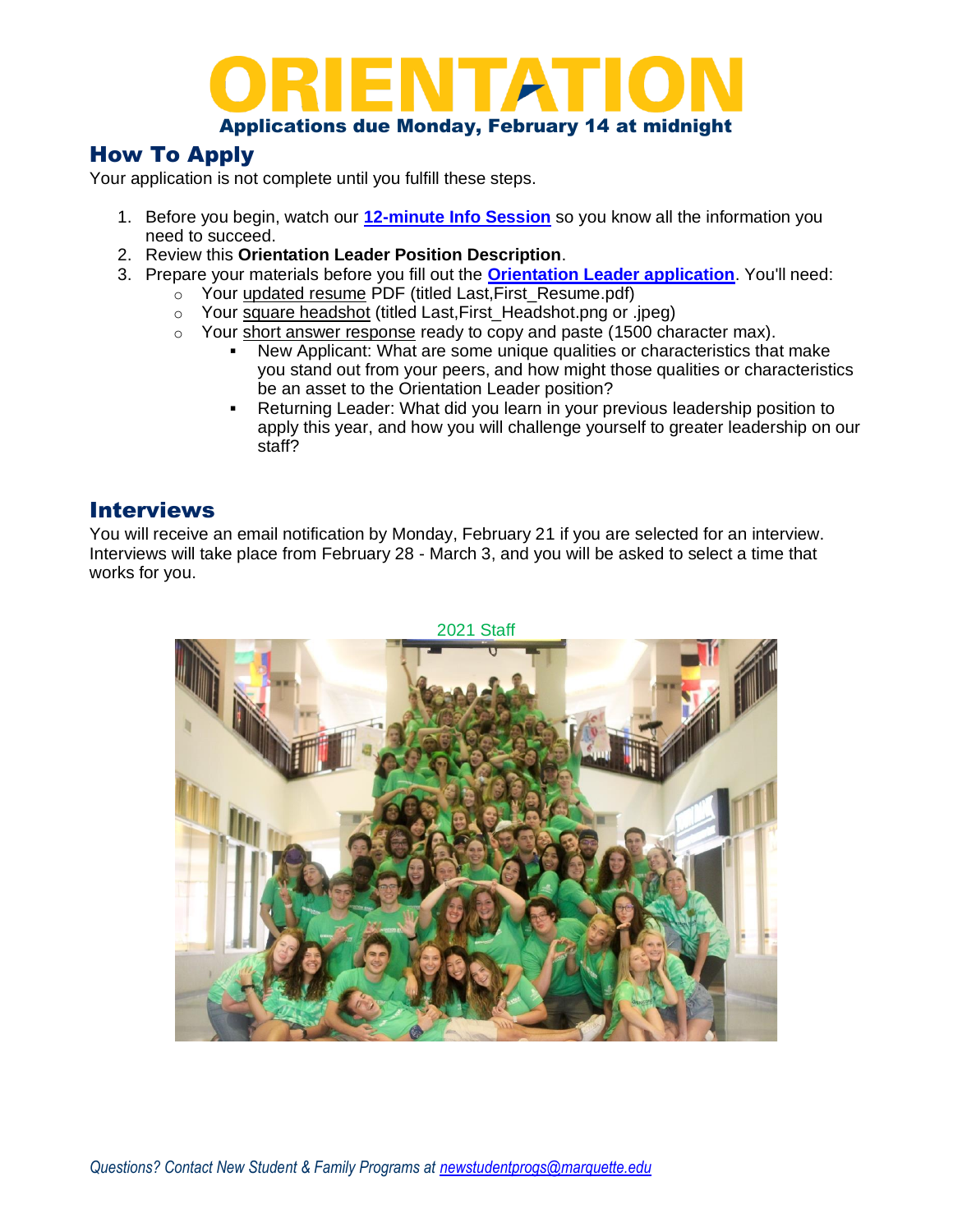# ORIENTATION

**Applications due Monday, February 14 at midnight**

## How To Apply

Your application is not complete until you fulfill these steps.

1. Before you begin, watch our **12-minute Info Session** so you know all the information you need to succeed.
2. Review this **Orientation Leader Position Description**.
3. Prepare your materials before you fill out the **Orientation Leader application**. You'll need:
   - Your updated resume PDF (titled Last,First_Resume.pdf)
   - Your square headshot (titled Last,First_Headshot.png or .jpeg)
   - Your short answer response ready to copy and paste (1500 character max).
     - New Applicant: What are some unique qualities or characteristics that make you stand out from your peers, and how might those qualities or characteristics be an asset to the Orientation Leader position?
     - Returning Leader: What did you learn in your previous leadership position to apply this year, and how you will challenge yourself to greater leadership on our staff?

## Interviews

You will receive an email notification by Monday, February 21 if you are selected for an interview. Interviews will take place from February 28 - March 3, and you will be asked to select a time that works for you.

2021 Staff

*Questions? Contact New Student & Family Programs at newstudentprogs@marquette.edu*